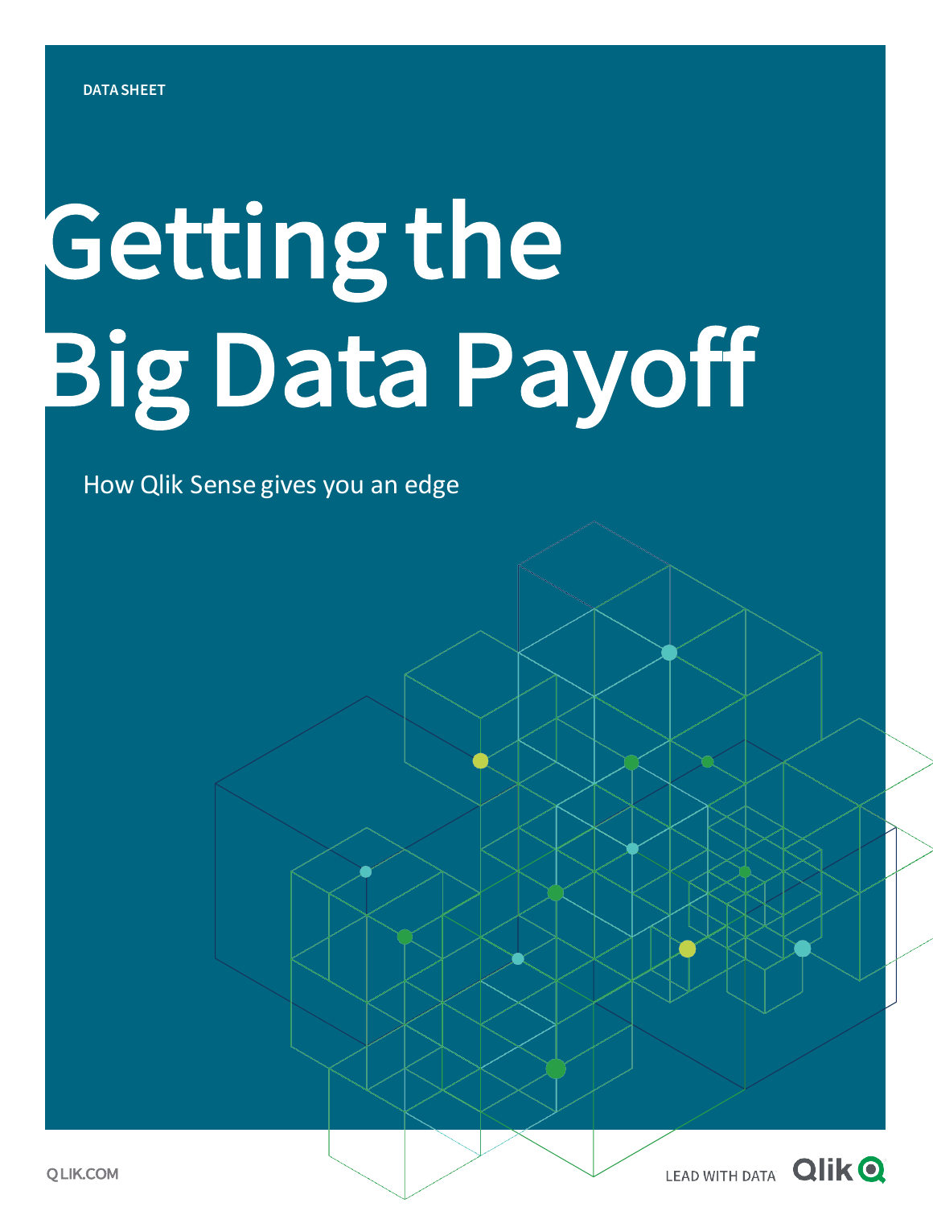DATA SHEET

# Getting the Big Data Payoff

How Qlik Sense gives you an edge

QLIK.COM

LEAD WITH DATA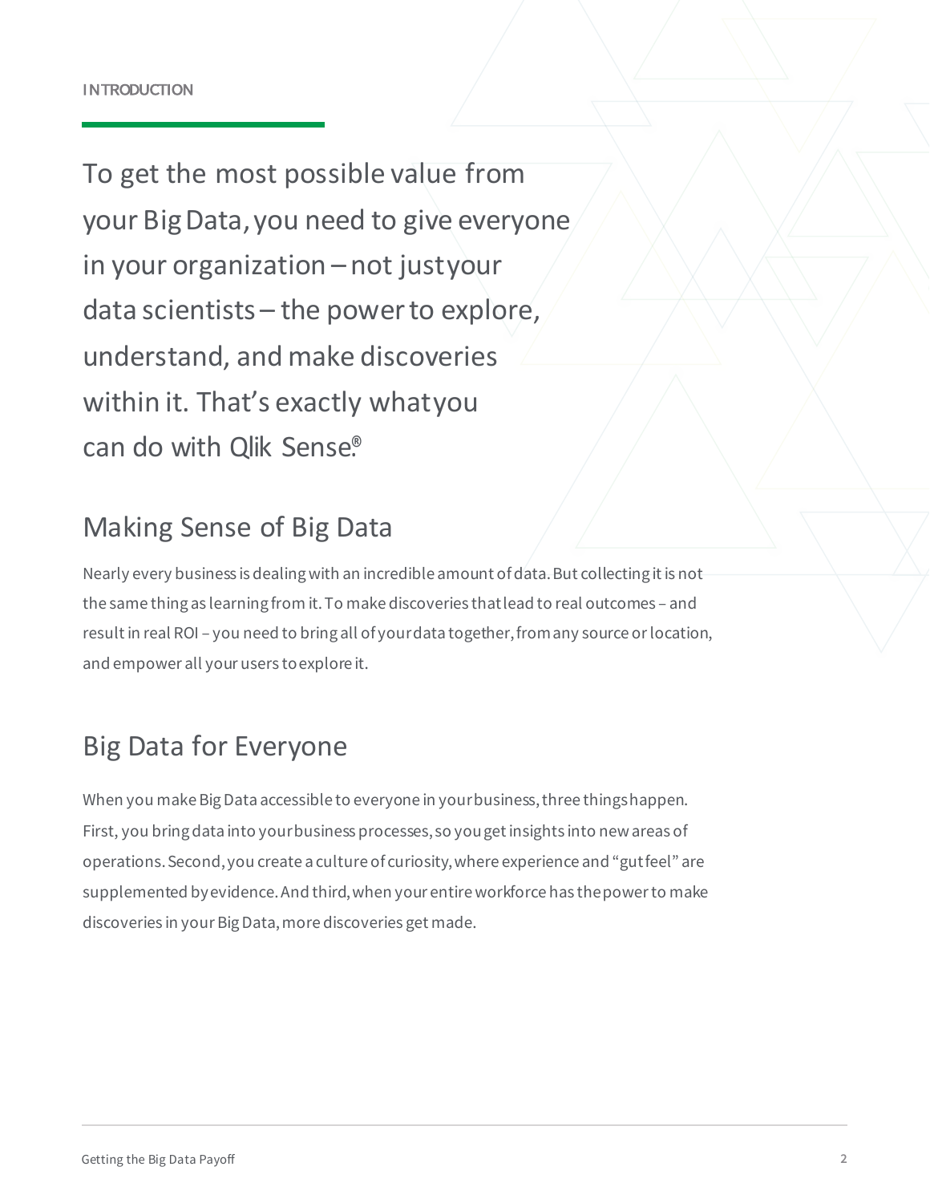INTRODUCTION

# To get the most possible value from your Big Data, you need to give everyone in your organization – not just your data scientists – the power to explore, understand, and make discoveries within it. That's exactly what you can do with Qlik Sense®

## Making Sense of Big Data

Nearly every business is dealing with an incredible amount of data. But collecting it is not the same thing as learning from it. To make discoveries that lead to real outcomes – and result in real ROI – you need to bring all of your data together, from any source or location, and empower all your users to explore it.

## Big Data for Everyone

When you make Big Data accessible to everyone in your business, three things happen. First, you bring data into your business processes, so you get insights into new areas of operations. Second, you create a culture of curiosity, where experience and "gut feel" are supplemented by evidence. And third, when your entire workforce has the power to make discoveries in your Big Data, more discoveries get made.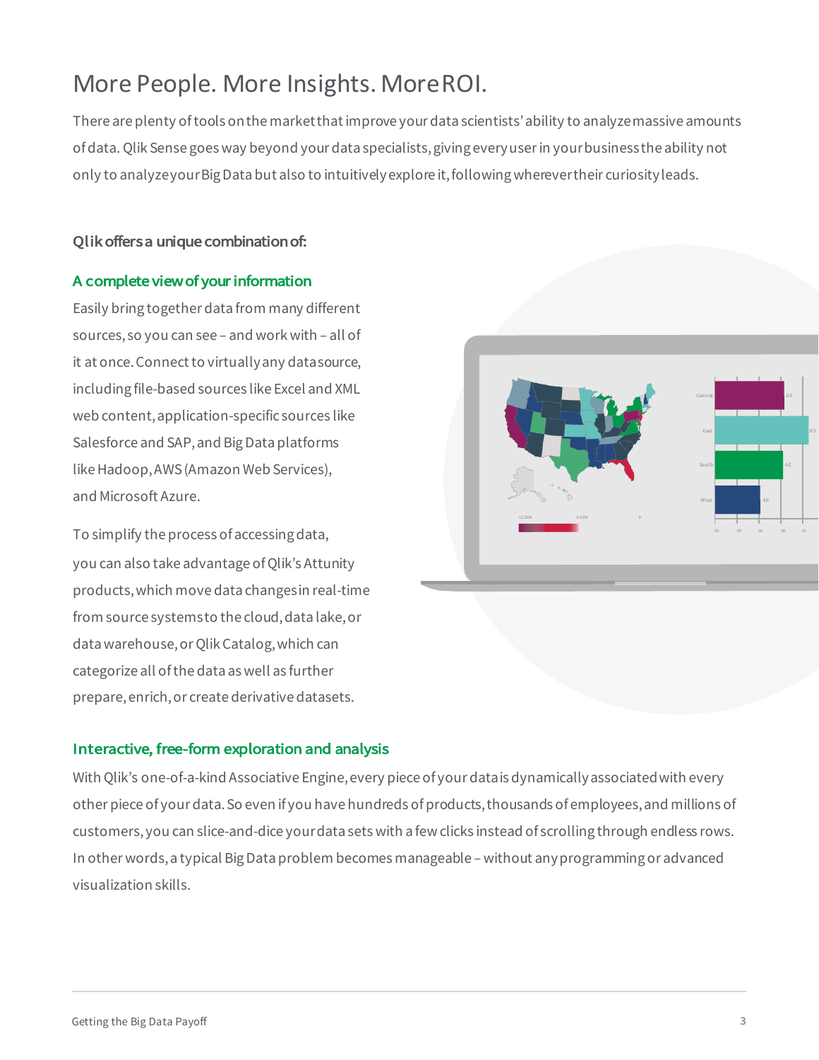# More People. More Insights. More ROI.

There are plenty of tools on the market that improve your data scientists' ability to analyze massive amounts of data. Qlik Sense goes way beyond your data specialists, giving every user in your business the ability not only to analyze your Big Data but also to intuitively explore it, following wherever their curiosity leads.

**Qlik offers a unique combination of:**

## A complete view of your information

Easily bring together data from many different sources, so you can see – and work with – all of it at once. Connect to virtually any data source, including file-based sources like Excel and XML web content, application-specific sources like Salesforce and SAP, and Big Data platforms like Hadoop, AWS (Amazon Web Services), and Microsoft Azure.

To simplify the process of accessing data, you can also take advantage of Qlik's Attunity products, which move data changes in real-time from source systems to the cloud, data lake, or data warehouse, or Qlik Catalog, which can categorize all of the data as well as further prepare, enrich, or create derivative datasets.

## Interactive, free-form exploration and analysis

With Qlik's one-of-a-kind Associative Engine, every piece of your data is dynamically associated with every other piece of your data. So even if you have hundreds of products, thousands of employees, and millions of customers, you can slice-and-dice your data sets with a few clicks instead of scrolling through endless rows. In other words, a typical Big Data problem becomes manageable – without any programming or advanced visualization skills.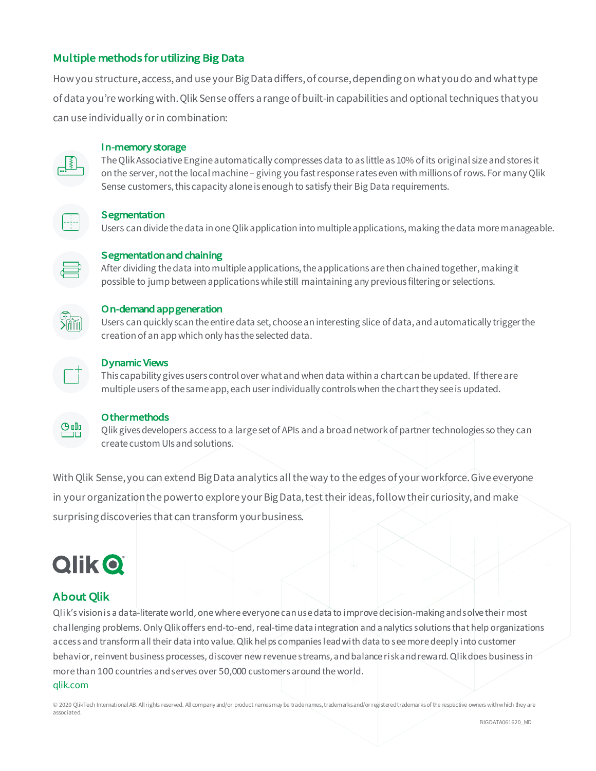## Multiple methods for utilizing Big Data

How you structure, access, and use your Big Data differs, of course, depending on what you do and what type of data you're working with. Qlik Sense offers a range of built-in capabilities and optional techniques that you can use individually or in combination:

### In-memory storage

The Qlik Associative Engine automatically compresses data to as little as 10% of its original size and stores it on the server, not the local machine – giving you fast response rates even with millions of rows. For many Qlik Sense customers, this capacity alone is enough to satisfy their Big Data requirements.

### Segmentation

Users can divide the data in one Qlik application into multiple applications, making the data more manageable.

### Segmentation and chaining

After dividing the data into multiple applications, the applications are then chained together, making it possible to jump between applications while still maintaining any previous filtering or selections.

### On-demand app generation

Users can quickly scan the entire data set, choose an interesting slice of data, and automatically trigger the creation of an app which only has the selected data.

### Dynamic Views

This capability gives users control over what and when data within a chart can be updated. If there are multiple users of the same app, each user individually controls when the chart they see is updated.

### Other methods

Qlik gives developers access to a large set of APIs and a broad network of partner technologies so they can create custom UIs and solutions.

With Qlik Sense, you can extend Big Data analytics all the way to the edges of your workforce. Give everyone in your organization the power to explore your Big Data, test their ideas, follow their curiosity, and make surprising discoveries that can transform your business.

Qlik

## About Qlik

Qlik's vision is a data-literate world, one where everyone can use data to improve decision-making and solve their most challenging problems. Only Qlik offers end-to-end, real-time data integration and analytics solutions that help organizations access and transform all their data into value. Qlik helps companies lead with data to see more deeply into customer behavior, reinvent business processes, discover new revenue streams, and balance risk and reward. Qlik does business in more than 100 countries and serves over 50,000 customers around the world.

qlik.com

© 2020 QlikTech International AB. All rights reserved. All company and/or product names may be trade names, trademarks and/or registered trademarks of the respective owners with which they are associated.

BIGDATA061620_MD